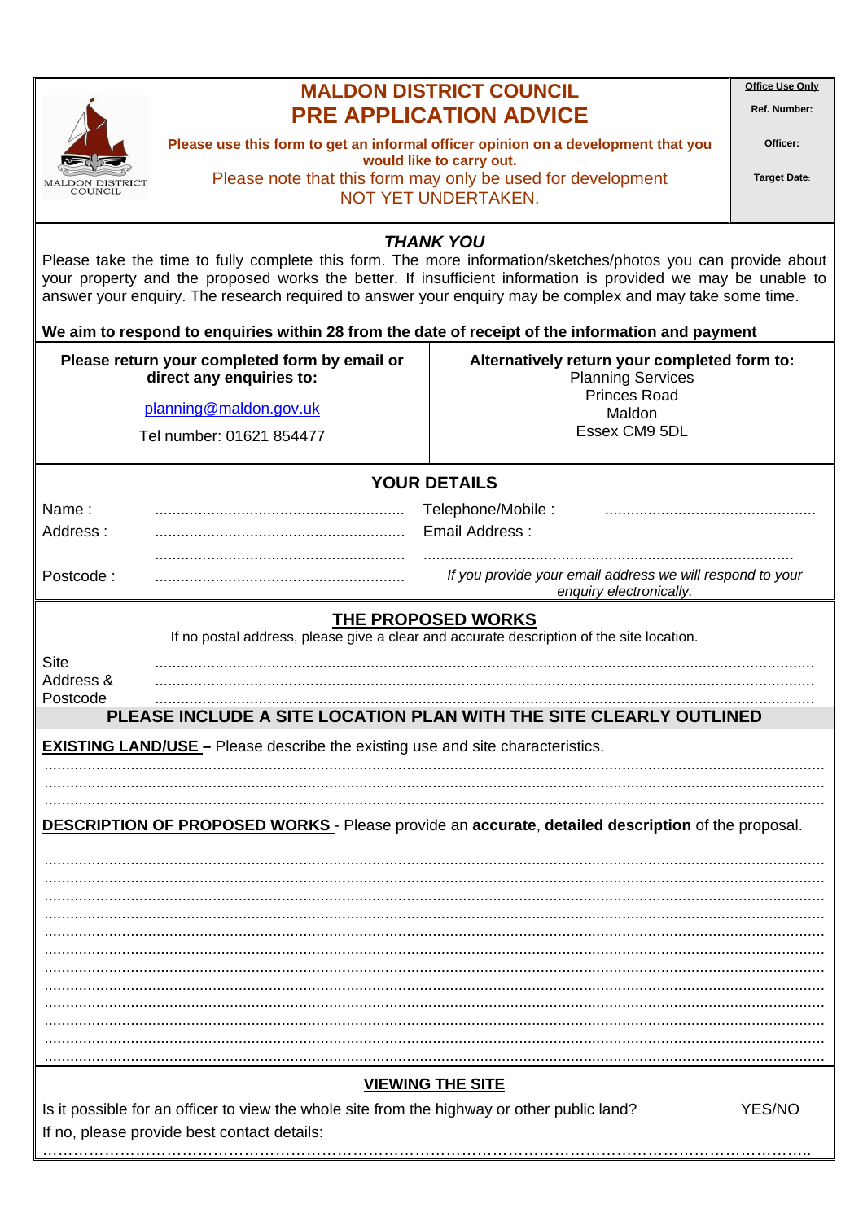# MALDON DISTRICT COUNCIL
# PRE APPLICATION ADVICE

**Please use this form to get an informal officer opinion on a development that you would like to carry out.**

Please note that this form may only be used for development NOT YET UNDERTAKEN.

| Office Use Only |
|---|
| **Ref. Number:** |
| **Officer:** |
| **Target Date:** |

### *THANK YOU*

Please take the time to fully complete this form. The more information/sketches/photos you can provide about your property and the proposed works the better. If insufficient information is provided we may be unable to answer your enquiry. The research required to answer your enquiry may be complex and may take some time.

**We aim to respond to enquiries within 28 from the date of receipt of the information and payment**

**Please return your completed form by email or direct any enquiries to:**

planning@maldon.gov.uk

Tel number: 01621 854477

**Alternatively return your completed form to:**

Planning Services
Princes Road
Maldon
Essex CM9 5DL

## YOUR DETAILS

Name : ..........................................................
Address : ..........................................................
..........................................................
Postcode : ..........................................................

Telephone/Mobile : .................................................
Email Address :
.....................................................................................

*If you provide your email address we will respond to your enquiry electronically.*

## THE PROPOSED WORKS

If no postal address, please give a clear and accurate description of the site location.

Site Address & Postcode ......................................................................................................................................
......................................................................................................................................
......................................................................................................................................

**PLEASE INCLUDE A SITE LOCATION PLAN WITH THE SITE CLEARLY OUTLINED**

**EXISTING LAND/USE –** Please describe the existing use and site characteristics.

..................................................................................................................................................................
..................................................................................................................................................................
..................................................................................................................................................................

**DESCRIPTION OF PROPOSED WORKS** - Please provide an **accurate**, **detailed description** of the proposal.

..................................................................................................................................................................
..................................................................................................................................................................
..................................................................................................................................................................
..................................................................................................................................................................
..................................................................................................................................................................
..................................................................................................................................................................
..................................................................................................................................................................
..................................................................................................................................................................
..................................................................................................................................................................
..................................................................................................................................................................
..................................................................................................................................................................
..................................................................................................................................................................

## VIEWING THE SITE

Is it possible for an officer to view the whole site from the highway or other public land? YES/NO

If no, please provide best contact details:

..................................................................................................................................................................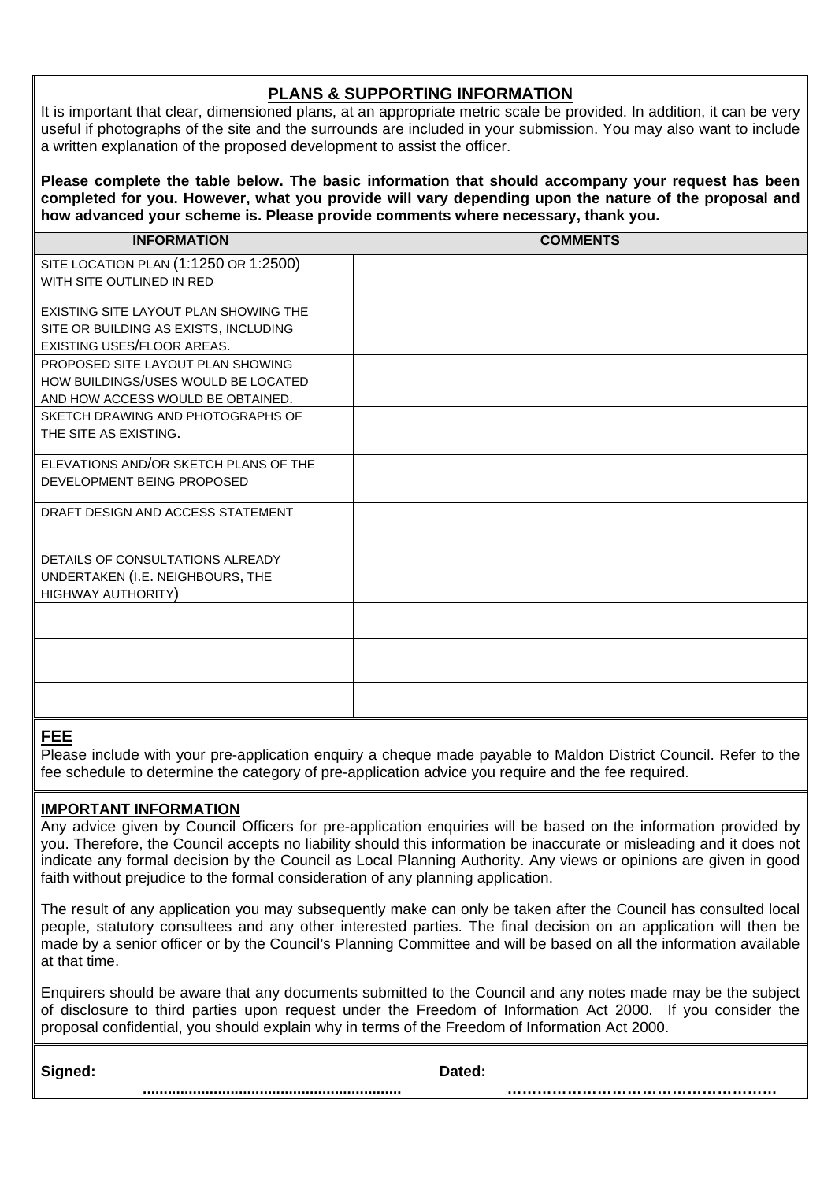## PLANS & SUPPORTING INFORMATION

It is important that clear, dimensioned plans, at an appropriate metric scale be provided. In addition, it can be very useful if photographs of the site and the surrounds are included in your submission. You may also want to include a written explanation of the proposed development to assist the officer.

**Please complete the table below. The basic information that should accompany your request has been completed for you. However, what you provide will vary depending upon the nature of the proposal and how advanced your scheme is. Please provide comments where necessary, thank you.**

| INFORMATION | | COMMENTS |
|---|---|---|
| SITE LOCATION PLAN (1:1250 OR 1:2500) WITH SITE OUTLINED IN RED | | |
| EXISTING SITE LAYOUT PLAN SHOWING THE SITE OR BUILDING AS EXISTS, INCLUDING EXISTING USES/FLOOR AREAS. | | |
| PROPOSED SITE LAYOUT PLAN SHOWING HOW BUILDINGS/USES WOULD BE LOCATED AND HOW ACCESS WOULD BE OBTAINED. | | |
| SKETCH DRAWING AND PHOTOGRAPHS OF THE SITE AS EXISTING. | | |
| ELEVATIONS AND/OR SKETCH PLANS OF THE DEVELOPMENT BEING PROPOSED | | |
| DRAFT DESIGN AND ACCESS STATEMENT | | |
| DETAILS OF CONSULTATIONS ALREADY UNDERTAKEN (I.E. NEIGHBOURS, THE HIGHWAY AUTHORITY) | | |
| | | |
| | | |
| | | |

## FEE

Please include with your pre-application enquiry a cheque made payable to Maldon District Council. Refer to the fee schedule to determine the category of pre-application advice you require and the fee required.

## IMPORTANT INFORMATION

Any advice given by Council Officers for pre-application enquiries will be based on the information provided by you. Therefore, the Council accepts no liability should this information be inaccurate or misleading and it does not indicate any formal decision by the Council as Local Planning Authority. Any views or opinions are given in good faith without prejudice to the formal consideration of any planning application.

The result of any application you may subsequently make can only be taken after the Council has consulted local people, statutory consultees and any other interested parties. The final decision on an application will then be made by a senior officer or by the Council's Planning Committee and will be based on all the information available at that time.

Enquirers should be aware that any documents submitted to the Council and any notes made may be the subject of disclosure to third parties upon request under the Freedom of Information Act 2000. If you consider the proposal confidential, you should explain why in terms of the Freedom of Information Act 2000.

**Signed:** .............................................................. **Dated:** ………………………………………………